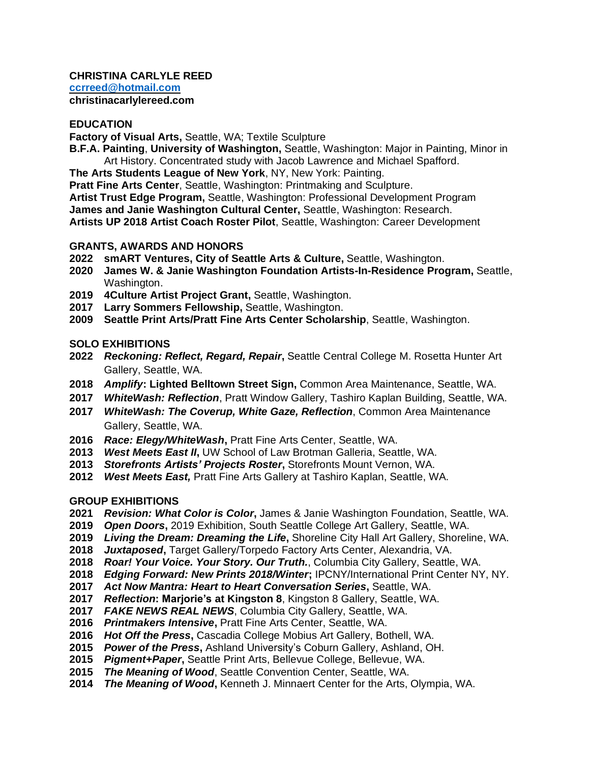**CHRISTINA CARLYLE REED**
**ccrreed@hotmail.com**
**christinacarlylereed.com**

## EDUCATION

**Factory of Visual Arts,** Seattle, WA; Textile Sculpture
**B.F.A. Painting**, **University of Washington,** Seattle, Washington: Major in Painting, Minor in Art History. Concentrated study with Jacob Lawrence and Michael Spafford.
**The Arts Students League of New York**, NY, New York: Painting.
**Pratt Fine Arts Center**, Seattle, Washington: Printmaking and Sculpture.
**Artist Trust Edge Program,** Seattle, Washington: Professional Development Program
**James and Janie Washington Cultural Center,** Seattle, Washington: Research.
**Artists UP 2018 Artist Coach Roster Pilot**, Seattle, Washington: Career Development

## GRANTS, AWARDS AND HONORS

**2022** **smART Ventures, City of Seattle Arts & Culture,** Seattle, Washington.
**2020** **James W. & Janie Washington Foundation Artists-In-Residence Program,** Seattle, Washington.
**2019** **4Culture Artist Project Grant,** Seattle, Washington.
**2017** **Larry Sommers Fellowship,** Seattle, Washington.
**2009** **Seattle Print Arts/Pratt Fine Arts Center Scholarship**, Seattle, Washington.

## SOLO EXHIBITIONS

**2022** ***Reckoning: Reflect, Regard, Repair*****,** Seattle Central College M. Rosetta Hunter Art Gallery, Seattle, WA.
**2018** ***Amplify*****: Lighted Belltown Street Sign,** Common Area Maintenance, Seattle, WA.
**2017** ***WhiteWash: Reflection***, Pratt Window Gallery, Tashiro Kaplan Building, Seattle, WA.
**2017** ***WhiteWash: The Coverup, White Gaze, Reflection***, Common Area Maintenance Gallery, Seattle, WA.
**2016** ***Race: Elegy/WhiteWash*****,** Pratt Fine Arts Center, Seattle, WA.
**2013** ***West Meets East II*****,** UW School of Law Brotman Galleria, Seattle, WA.
**2013** ***Storefronts Artists' Projects Roster*****,** Storefronts Mount Vernon, WA.
**2012** ***West Meets East,*** Pratt Fine Arts Gallery at Tashiro Kaplan, Seattle, WA.

## GROUP EXHIBITIONS

**2021** ***Revision: What Color is Color*****,** James & Janie Washington Foundation, Seattle, WA.
**2019** ***Open Doors*****,** 2019 Exhibition, South Seattle College Art Gallery, Seattle, WA.
**2019** ***Living the Dream: Dreaming the Life*****,** Shoreline City Hall Art Gallery, Shoreline, WA.
**2018** ***Juxtaposed*****,** Target Gallery/Torpedo Factory Arts Center, Alexandria, VA.
**2018** ***Roar! Your Voice. Your Story. Our Truth.***, Columbia City Gallery, Seattle, WA.
**2018** ***Edging Forward: New Prints 2018/Winter*****;** IPCNY/International Print Center NY, NY.
**2017** ***Act Now Mantra: Heart to Heart Conversation Series*****,** Seattle, WA.
**2017** ***Reflection*****: Marjorie's at Kingston 8**, Kingston 8 Gallery, Seattle, WA.
**2017** ***FAKE NEWS REAL NEWS***, Columbia City Gallery, Seattle, WA.
**2016** ***Printmakers Intensive*****,** Pratt Fine Arts Center, Seattle, WA.
**2016** ***Hot Off the Press*****,** Cascadia College Mobius Art Gallery, Bothell, WA.
**2015** ***Power of the Press*****,** Ashland University's Coburn Gallery, Ashland, OH.
**2015** ***Pigment+Paper*****,** Seattle Print Arts, Bellevue College, Bellevue, WA.
**2015** ***The Meaning of Wood***, Seattle Convention Center, Seattle, WA.
**2014** ***The Meaning of Wood*****,** Kenneth J. Minnaert Center for the Arts, Olympia, WA.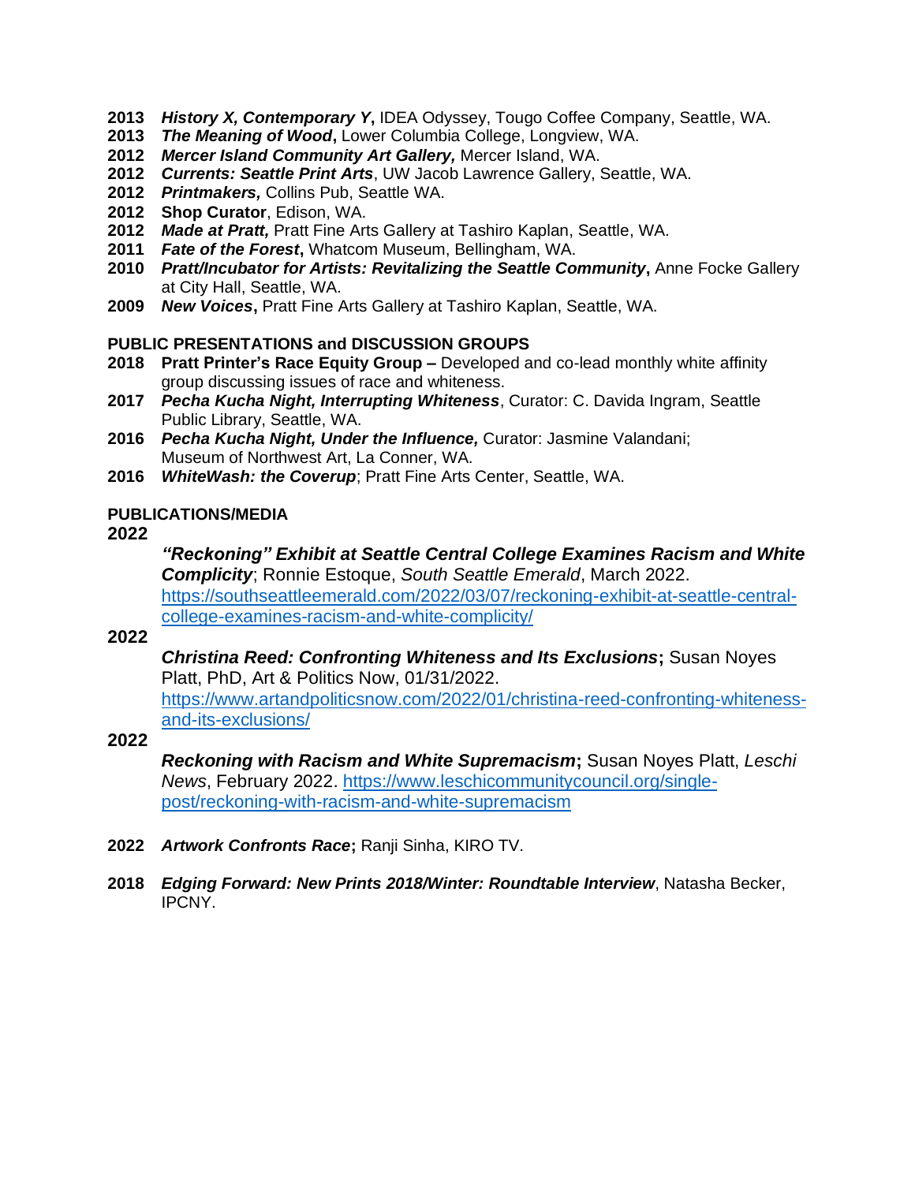- **2013** ***History X, Contemporary Y*****,** IDEA Odyssey, Tougo Coffee Company, Seattle, WA.
- **2013** ***The Meaning of Wood*****,** Lower Columbia College, Longview, WA.
- **2012** ***Mercer Island Community Art Gallery,*** Mercer Island, WA.
- **2012** ***Currents: Seattle Print Arts***, UW Jacob Lawrence Gallery, Seattle, WA.
- **2012** ***Printmakers,*** Collins Pub, Seattle WA.
- **2012** **Shop Curator**, Edison, WA.
- **2012** ***Made at Pratt,*** Pratt Fine Arts Gallery at Tashiro Kaplan, Seattle, WA.
- **2011** ***Fate of the Forest*****,** Whatcom Museum, Bellingham, WA.
- **2010** ***Pratt/Incubator for Artists: Revitalizing the Seattle Community*****,** Anne Focke Gallery at City Hall, Seattle, WA.
- **2009** ***New Voices*****,** Pratt Fine Arts Gallery at Tashiro Kaplan, Seattle, WA.

**PUBLIC PRESENTATIONS and DISCUSSION GROUPS**

- **2018** **Pratt Printer's Race Equity Group –** Developed and co-lead monthly white affinity group discussing issues of race and whiteness.
- **2017** ***Pecha Kucha Night, Interrupting Whiteness***, Curator: C. Davida Ingram, Seattle Public Library, Seattle, WA.
- **2016** ***Pecha Kucha Night, Under the Influence,*** Curator: Jasmine Valandani; Museum of Northwest Art, La Conner, WA.
- **2016** ***WhiteWash: the Coverup***; Pratt Fine Arts Center, Seattle, WA.

**PUBLICATIONS/MEDIA**

**2022**

***"Reckoning" Exhibit at Seattle Central College Examines Racism and White Complicity***; Ronnie Estoque, *South Seattle Emerald*, March 2022. https://southseattleemerald.com/2022/03/07/reckoning-exhibit-at-seattle-central-college-examines-racism-and-white-complicity/

**2022**

***Christina Reed: Confronting Whiteness and Its Exclusions*****;** Susan Noyes Platt, PhD, Art & Politics Now, 01/31/2022. https://www.artandpoliticsnow.com/2022/01/christina-reed-confronting-whiteness-and-its-exclusions/

**2022**

***Reckoning with Racism and White Supremacism*****;** Susan Noyes Platt, *Leschi News*, February 2022. https://www.leschicommunitycouncil.org/single-post/reckoning-with-racism-and-white-supremacism

- **2022** ***Artwork Confronts Race*****;** Ranji Sinha, KIRO TV.

- **2018** ***Edging Forward: New Prints 2018/Winter: Roundtable Interview***, Natasha Becker, IPCNY.